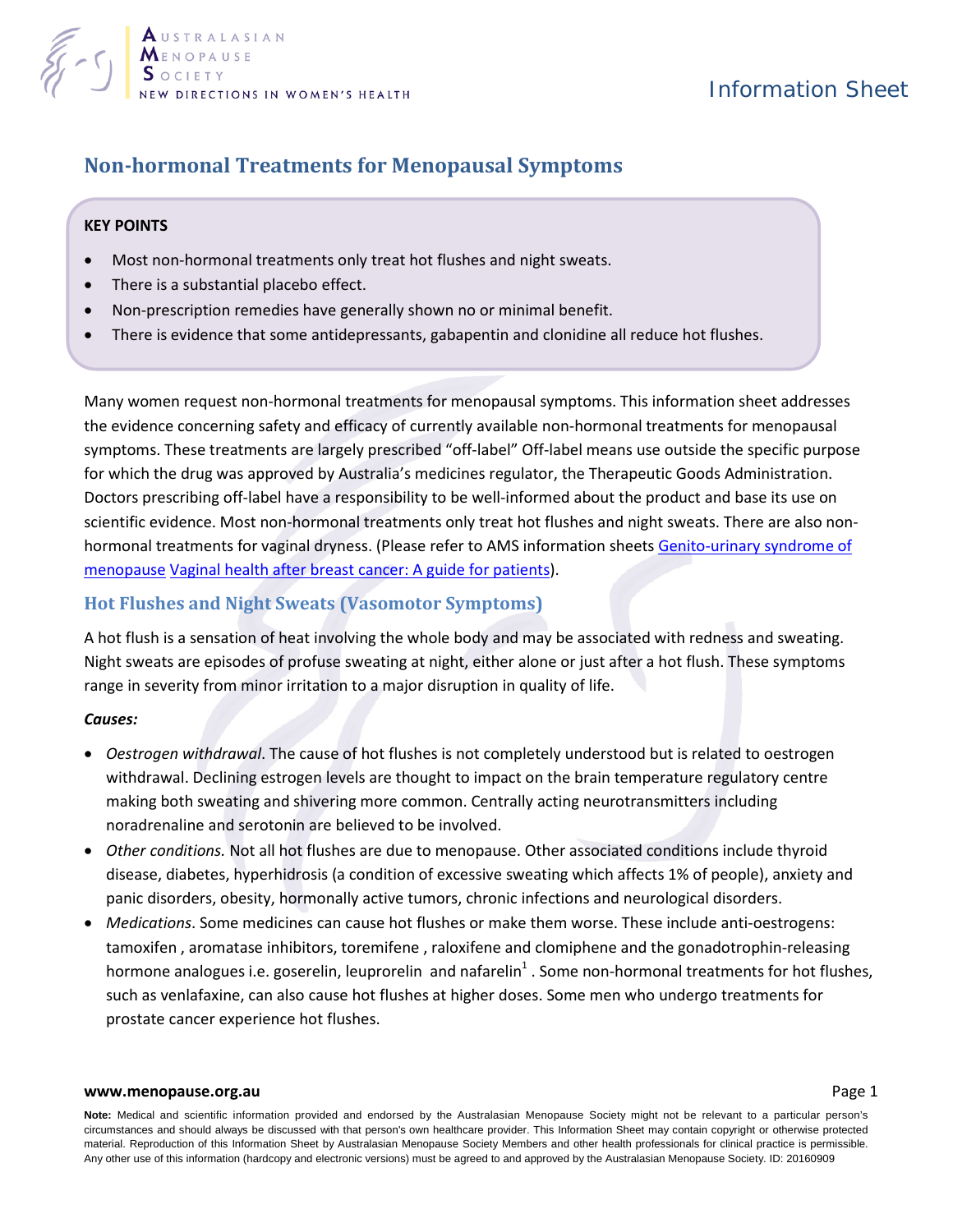# Non-hormonal Treatments for Menopausal Symptoms

**KEY POINTS**

- Most non-hormonal treatments only treat hot flushes and night sweats.
- There is a substantial placebo effect.
- Non-prescription remedies have generally shown no or minimal benefit.
- There is evidence that some antidepressants, gabapentin and clonidine all reduce hot flushes.

Many women request non-hormonal treatments for menopausal symptoms. This information sheet addresses the evidence concerning safety and efficacy of currently available non-hormonal treatments for menopausal symptoms. These treatments are largely prescribed "off-label" Off-label means use outside the specific purpose for which the drug was approved by Australia's medicines regulator, the Therapeutic Goods Administration. Doctors prescribing off-label have a responsibility to be well-informed about the product and base its use on scientific evidence. Most non-hormonal treatments only treat hot flushes and night sweats. There are also non-hormonal treatments for vaginal dryness. (Please refer to AMS information sheets Genito-urinary syndrome of menopause Vaginal health after breast cancer: A guide for patients).

## Hot Flushes and Night Sweats (Vasomotor Symptoms)

A hot flush is a sensation of heat involving the whole body and may be associated with redness and sweating. Night sweats are episodes of profuse sweating at night, either alone or just after a hot flush. These symptoms range in severity from minor irritation to a major disruption in quality of life.

***Causes:***

- *Oestrogen withdrawal*. The cause of hot flushes is not completely understood but is related to oestrogen withdrawal. Declining estrogen levels are thought to impact on the brain temperature regulatory centre making both sweating and shivering more common. Centrally acting neurotransmitters including noradrenaline and serotonin are believed to be involved.
- *Other conditions.* Not all hot flushes are due to menopause. Other associated conditions include thyroid disease, diabetes, hyperhidrosis (a condition of excessive sweating which affects 1% of people), anxiety and panic disorders, obesity, hormonally active tumors, chronic infections and neurological disorders.
- *Medications*. Some medicines can cause hot flushes or make them worse. These include anti-oestrogens: tamoxifen , aromatase inhibitors, toremifene , raloxifene and clomiphene and the gonadotrophin-releasing hormone analogues i.e. goserelin, leuprorelin and nafarelin[1] . Some non-hormonal treatments for hot flushes, such as venlafaxine, can also cause hot flushes at higher doses. Some men who undergo treatments for prostate cancer experience hot flushes.

**Note:** Medical and scientific information provided and endorsed by the Australasian Menopause Society might not be relevant to a particular person's circumstances and should always be discussed with that person's own healthcare provider. This Information Sheet may contain copyright or otherwise protected material. Reproduction of this Information Sheet by Australasian Menopause Society Members and other health professionals for clinical practice is permissible. Any other use of this information (hardcopy and electronic versions) must be agreed to and approved by the Australasian Menopause Society. ID: 20160909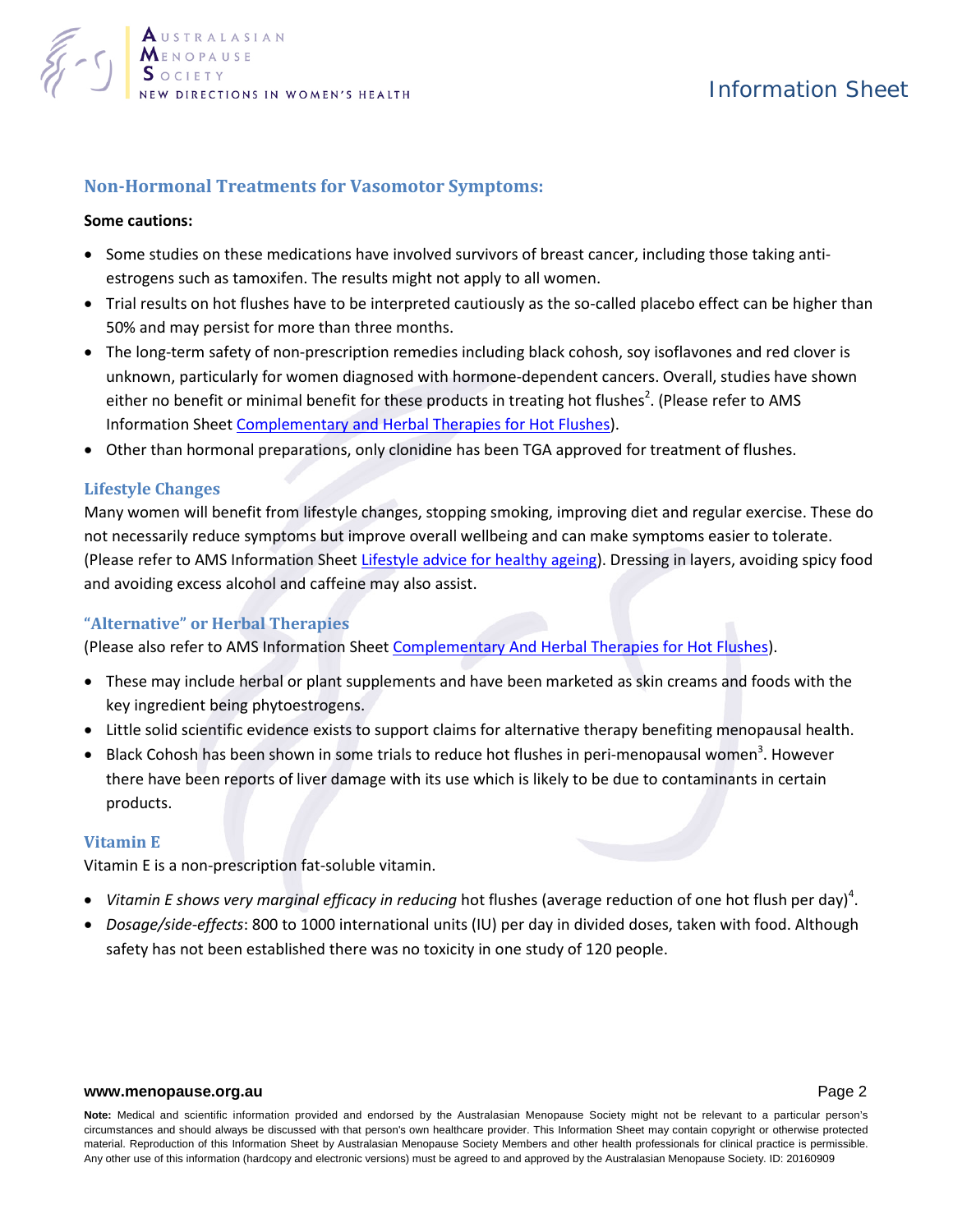## Non-Hormonal Treatments for Vasomotor Symptoms:

**Some cautions:**

- Some studies on these medications have involved survivors of breast cancer, including those taking anti-estrogens such as tamoxifen. The results might not apply to all women.
- Trial results on hot flushes have to be interpreted cautiously as the so-called placebo effect can be higher than 50% and may persist for more than three months.
- The long-term safety of non-prescription remedies including black cohosh, soy isoflavones and red clover is unknown, particularly for women diagnosed with hormone-dependent cancers. Overall, studies have shown either no benefit or minimal benefit for these products in treating hot flushes[2]. (Please refer to AMS Information Sheet Complementary and Herbal Therapies for Hot Flushes).
- Other than hormonal preparations, only clonidine has been TGA approved for treatment of flushes.

### Lifestyle Changes

Many women will benefit from lifestyle changes, stopping smoking, improving diet and regular exercise. These do not necessarily reduce symptoms but improve overall wellbeing and can make symptoms easier to tolerate. (Please refer to AMS Information Sheet Lifestyle advice for healthy ageing). Dressing in layers, avoiding spicy food and avoiding excess alcohol and caffeine may also assist.

### "Alternative" or Herbal Therapies

(Please also refer to AMS Information Sheet Complementary And Herbal Therapies for Hot Flushes).

- These may include herbal or plant supplements and have been marketed as skin creams and foods with the key ingredient being phytoestrogens.
- Little solid scientific evidence exists to support claims for alternative therapy benefiting menopausal health.
- Black Cohosh has been shown in some trials to reduce hot flushes in peri-menopausal women[3]. However there have been reports of liver damage with its use which is likely to be due to contaminants in certain products.

### Vitamin E

Vitamin E is a non-prescription fat-soluble vitamin.

- *Vitamin E shows very marginal efficacy in reducing* hot flushes (average reduction of one hot flush per day)[4].
- *Dosage/side-effects*: 800 to 1000 international units (IU) per day in divided doses, taken with food. Although safety has not been established there was no toxicity in one study of 120 people.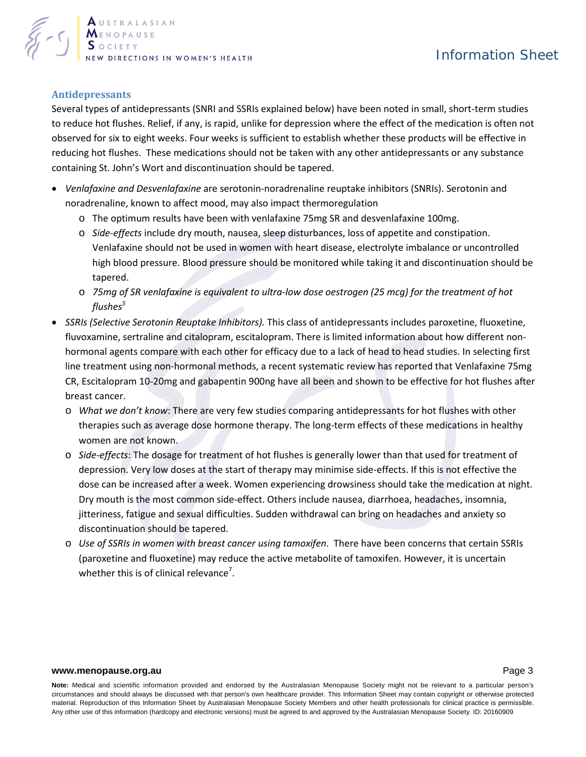### Antidepressants

Several types of antidepressants (SNRI and SSRIs explained below) have been noted in small, short-term studies to reduce hot flushes. Relief, if any, is rapid, unlike for depression where the effect of the medication is often not observed for six to eight weeks. Four weeks is sufficient to establish whether these products will be effective in reducing hot flushes. These medications should not be taken with any other antidepressants or any substance containing St. John's Wort and discontinuation should be tapered.

- *Venlafaxine and Desvenlafaxine* are serotonin-noradrenaline reuptake inhibitors (SNRIs). Serotonin and noradrenaline, known to affect mood, may also impact thermoregulation
  - The optimum results have been with venlafaxine 75mg SR and desvenlafaxine 100mg.
  - *Side-effects* include dry mouth, nausea, sleep disturbances, loss of appetite and constipation. Venlafaxine should not be used in women with heart disease, electrolyte imbalance or uncontrolled high blood pressure. Blood pressure should be monitored while taking it and discontinuation should be tapered.
  - *75mg of SR venlafaxine is equivalent to ultra-low dose oestrogen (25 mcg) for the treatment of hot flushes*[5]
- *SSRIs (Selective Serotonin Reuptake Inhibitors).* This class of antidepressants includes paroxetine, fluoxetine, fluvoxamine, sertraline and citalopram, escitalopram. There is limited information about how different non-hormonal agents compare with each other for efficacy due to a lack of head to head studies. In selecting first line treatment using non-hormonal methods, a recent systematic review has reported that Venlafaxine 75mg CR, Escitalopram 10-20mg and gabapentin 900ng have all been and shown to be effective for hot flushes after breast cancer.
  - *What we don't know*: There are very few studies comparing antidepressants for hot flushes with other therapies such as average dose hormone therapy. The long-term effects of these medications in healthy women are not known.
  - *Side-effects*: The dosage for treatment of hot flushes is generally lower than that used for treatment of depression. Very low doses at the start of therapy may minimise side-effects. If this is not effective the dose can be increased after a week. Women experiencing drowsiness should take the medication at night. Dry mouth is the most common side-effect. Others include nausea, diarrhoea, headaches, insomnia, jitteriness, fatigue and sexual difficulties. Sudden withdrawal can bring on headaches and anxiety so discontinuation should be tapered.
  - *Use of SSRIs in women with breast cancer using tamoxifen*. There have been concerns that certain SSRIs (paroxetine and fluoxetine) may reduce the active metabolite of tamoxifen. However, it is uncertain whether this is of clinical relevance[7].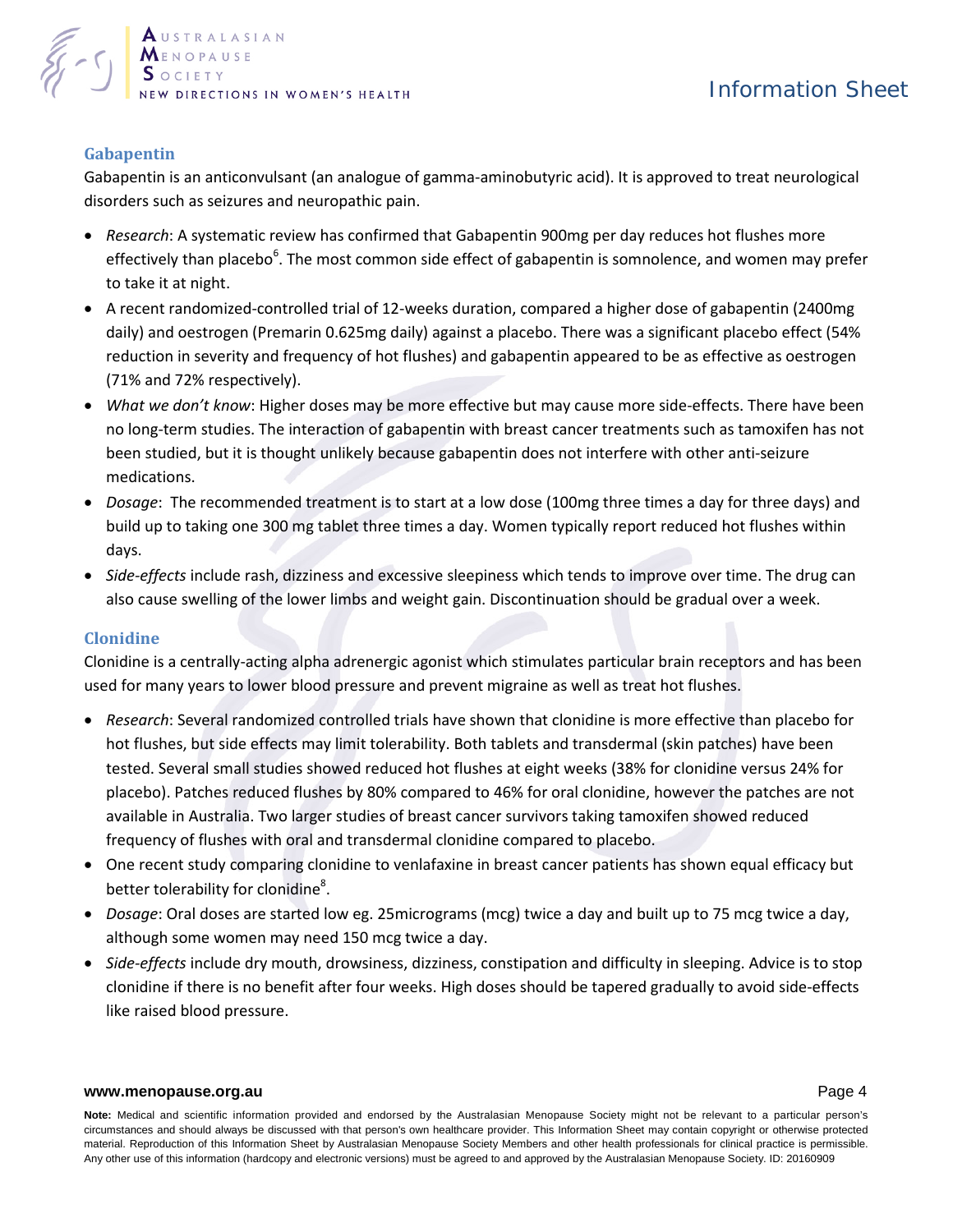## Gabapentin

Gabapentin is an anticonvulsant (an analogue of gamma-aminobutyric acid). It is approved to treat neurological disorders such as seizures and neuropathic pain.

- *Research*: A systematic review has confirmed that Gabapentin 900mg per day reduces hot flushes more effectively than placebo[6]. The most common side effect of gabapentin is somnolence, and women may prefer to take it at night.
- A recent randomized-controlled trial of 12-weeks duration, compared a higher dose of gabapentin (2400mg daily) and oestrogen (Premarin 0.625mg daily) against a placebo. There was a significant placebo effect (54% reduction in severity and frequency of hot flushes) and gabapentin appeared to be as effective as oestrogen (71% and 72% respectively).
- *What we don't know*: Higher doses may be more effective but may cause more side-effects. There have been no long-term studies. The interaction of gabapentin with breast cancer treatments such as tamoxifen has not been studied, but it is thought unlikely because gabapentin does not interfere with other anti-seizure medications.
- *Dosage*: The recommended treatment is to start at a low dose (100mg three times a day for three days) and build up to taking one 300 mg tablet three times a day. Women typically report reduced hot flushes within days.
- *Side-effects* include rash, dizziness and excessive sleepiness which tends to improve over time. The drug can also cause swelling of the lower limbs and weight gain. Discontinuation should be gradual over a week.

## Clonidine

Clonidine is a centrally-acting alpha adrenergic agonist which stimulates particular brain receptors and has been used for many years to lower blood pressure and prevent migraine as well as treat hot flushes.

- *Research*: Several randomized controlled trials have shown that clonidine is more effective than placebo for hot flushes, but side effects may limit tolerability. Both tablets and transdermal (skin patches) have been tested. Several small studies showed reduced hot flushes at eight weeks (38% for clonidine versus 24% for placebo). Patches reduced flushes by 80% compared to 46% for oral clonidine, however the patches are not available in Australia. Two larger studies of breast cancer survivors taking tamoxifen showed reduced frequency of flushes with oral and transdermal clonidine compared to placebo.
- One recent study comparing clonidine to venlafaxine in breast cancer patients has shown equal efficacy but better tolerability for clonidine[8].
- *Dosage*: Oral doses are started low eg. 25micrograms (mcg) twice a day and built up to 75 mcg twice a day, although some women may need 150 mcg twice a day.
- *Side-effects* include dry mouth, drowsiness, dizziness, constipation and difficulty in sleeping. Advice is to stop clonidine if there is no benefit after four weeks. High doses should be tapered gradually to avoid side-effects like raised blood pressure.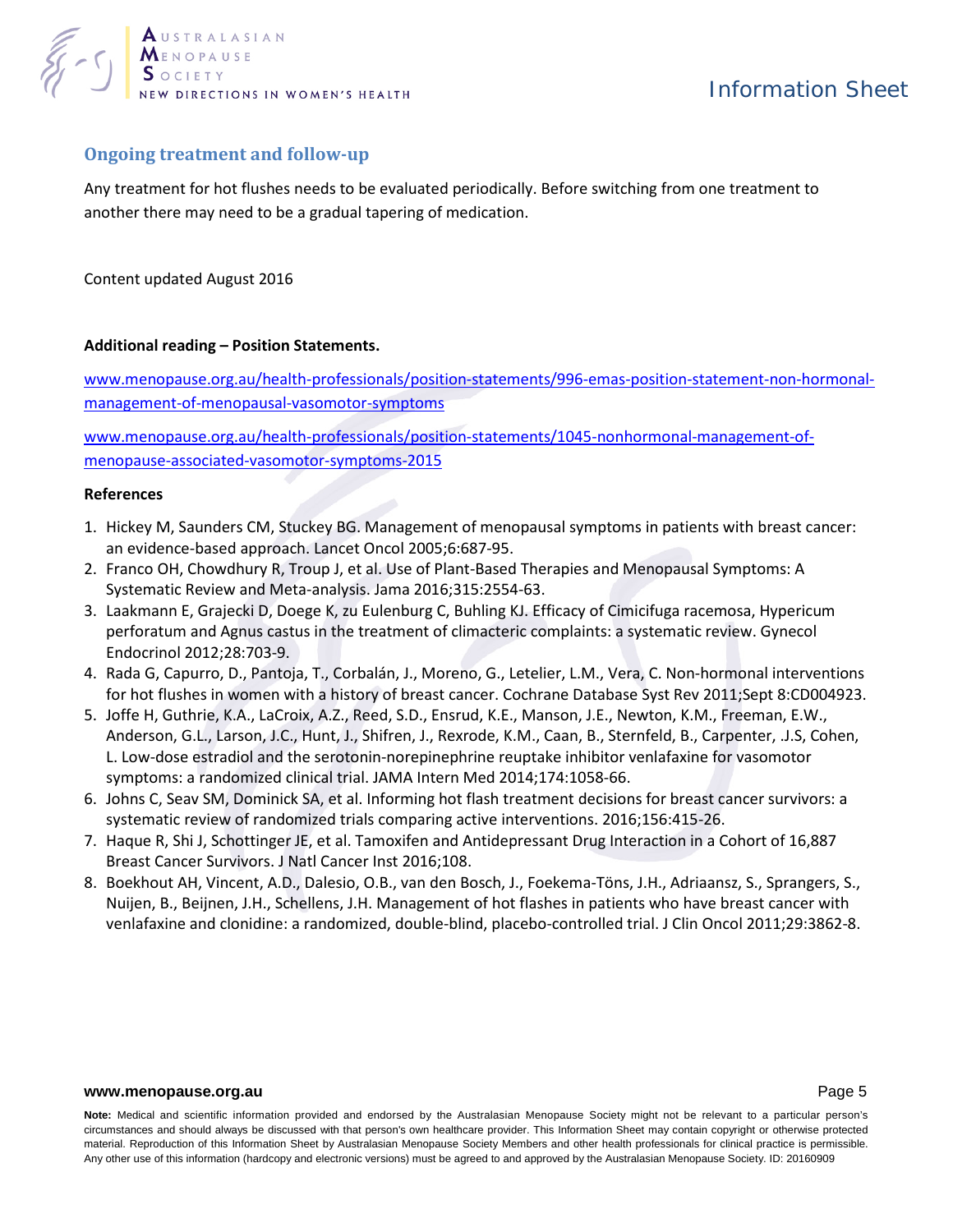## Ongoing treatment and follow-up

Any treatment for hot flushes needs to be evaluated periodically. Before switching from one treatment to another there may need to be a gradual tapering of medication.

Content updated August 2016

**Additional reading – Position Statements.**

www.menopause.org.au/health-professionals/position-statements/996-emas-position-statement-non-hormonal-management-of-menopausal-vasomotor-symptoms

www.menopause.org.au/health-professionals/position-statements/1045-nonhormonal-management-of-menopause-associated-vasomotor-symptoms-2015

**References**

1. Hickey M, Saunders CM, Stuckey BG. Management of menopausal symptoms in patients with breast cancer: an evidence-based approach. Lancet Oncol 2005;6:687-95.
2. Franco OH, Chowdhury R, Troup J, et al. Use of Plant-Based Therapies and Menopausal Symptoms: A Systematic Review and Meta-analysis. Jama 2016;315:2554-63.
3. Laakmann E, Grajecki D, Doege K, zu Eulenburg C, Buhling KJ. Efficacy of Cimicifuga racemosa, Hypericum perforatum and Agnus castus in the treatment of climacteric complaints: a systematic review. Gynecol Endocrinol 2012;28:703-9.
4. Rada G, Capurro, D., Pantoja, T., Corbalán, J., Moreno, G., Letelier, L.M., Vera, C. Non-hormonal interventions for hot flushes in women with a history of breast cancer. Cochrane Database Syst Rev 2011;Sept 8:CD004923.
5. Joffe H, Guthrie, K.A., LaCroix, A.Z., Reed, S.D., Ensrud, K.E., Manson, J.E., Newton, K.M., Freeman, E.W., Anderson, G.L., Larson, J.C., Hunt, J., Shifren, J., Rexrode, K.M., Caan, B., Sternfeld, B., Carpenter, .J.S, Cohen, L. Low-dose estradiol and the serotonin-norepinephrine reuptake inhibitor venlafaxine for vasomotor symptoms: a randomized clinical trial. JAMA Intern Med 2014;174:1058-66.
6. Johns C, Seav SM, Dominick SA, et al. Informing hot flash treatment decisions for breast cancer survivors: a systematic review of randomized trials comparing active interventions. 2016;156:415-26.
7. Haque R, Shi J, Schottinger JE, et al. Tamoxifen and Antidepressant Drug Interaction in a Cohort of 16,887 Breast Cancer Survivors. J Natl Cancer Inst 2016;108.
8. Boekhout AH, Vincent, A.D., Dalesio, O.B., van den Bosch, J., Foekema-Töns, J.H., Adriaansz, S., Sprangers, S., Nuijen, B., Beijnen, J.H., Schellens, J.H. Management of hot flashes in patients who have breast cancer with venlafaxine and clonidine: a randomized, double-blind, placebo-controlled trial. J Clin Oncol 2011;29:3862-8.

**Note:** Medical and scientific information provided and endorsed by the Australasian Menopause Society might not be relevant to a particular person's circumstances and should always be discussed with that person's own healthcare provider. This Information Sheet may contain copyright or otherwise protected material. Reproduction of this Information Sheet by Australasian Menopause Society Members and other health professionals for clinical practice is permissible. Any other use of this information (hardcopy and electronic versions) must be agreed to and approved by the Australasian Menopause Society. ID: 20160909